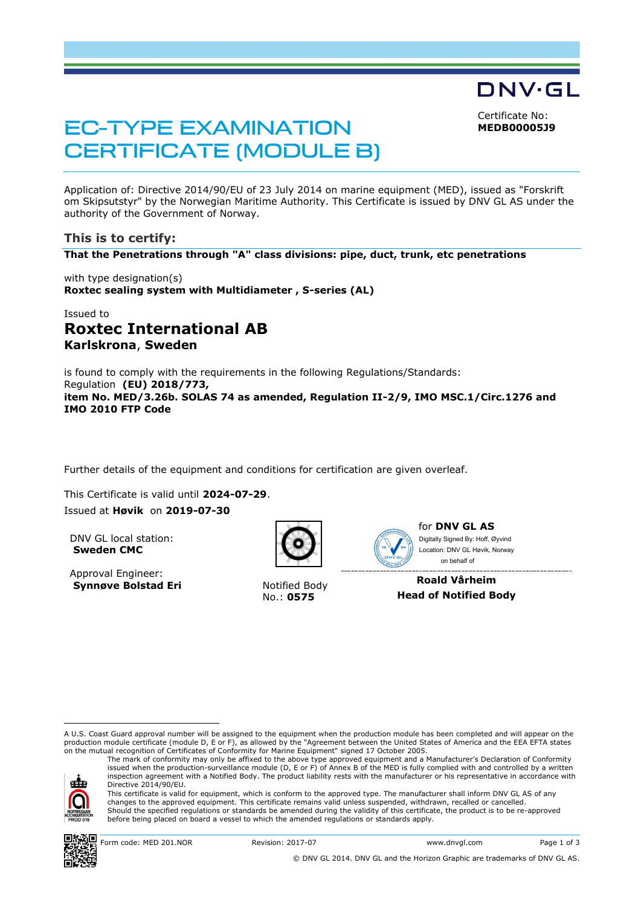DNV·GL

# EC-TYPE EXAMINATION CERTIFICATE (MODULE B)

Certificate No:
**MEDB00005J9**

Application of: Directive 2014/90/EU of 23 July 2014 on marine equipment (MED), issued as "Forskrift om Skipsutstyr" by the Norwegian Maritime Authority. This Certificate is issued by DNV GL AS under the authority of the Government of Norway.

## This is to certify:

**That the Penetrations through "A" class divisions: pipe, duct, trunk, etc penetrations**

with type designation(s)
**Roxtec sealing system with Multidiameter , S-series (AL)**

Issued to
## Roxtec International AB
**Karlskrona**, **Sweden**

is found to comply with the requirements in the following Regulations/Standards:
Regulation **(EU) 2018/773,**
**item No. MED/3.26b. SOLAS 74 as amended, Regulation II-2/9, IMO MSC.1/Circ.1276 and IMO 2010 FTP Code**

Further details of the equipment and conditions for certification are given overleaf.

This Certificate is valid until **2024-07-29**.
Issued at **Høvik** on **2019-07-30**

DNV GL local station:
**Sweden CMC**

Approval Engineer:
**Synnøve Bolstad Eri**

Notified Body
No.: **0575**

for **DNV GL AS**
Digitally Signed By: Hoff, Øyvind
Location: DNV GL Høvik, Norway
on behalf of

**Roald Vårheim**
**Head of Notified Body**

---

A U.S. Coast Guard approval number will be assigned to the equipment when the production module has been completed and will appear on the production module certificate (module D, E or F), as allowed by the "Agreement between the United States of America and the EEA EFTA states on the mutual recognition of Certificates of Conformity for Marine Equipment" signed 17 October 2005.

The mark of conformity may only be affixed to the above type approved equipment and a Manufacturer's Declaration of Conformity issued when the production-surveillance module (D, E or F) of Annex B of the MED is fully complied with and controlled by a written inspection agreement with a Notified Body. The product liability rests with the manufacturer or his representative in accordance with Directive 2014/90/EU.

This certificate is valid for equipment, which is conform to the approved type. The manufacturer shall inform DNV GL AS of any changes to the approved equipment. This certificate remains valid unless suspended, withdrawn, recalled or cancelled.

Should the specified regulations or standards be amended during the validity of this certificate, the product is to be re-approved before being placed on board a vessel to which the amended regulations or standards apply.

Form code: MED 201.NOR Revision: 2017-07 www.dnvgl.com

© DNV GL 2014. DNV GL and the Horizon Graphic are trademarks of DNV GL AS.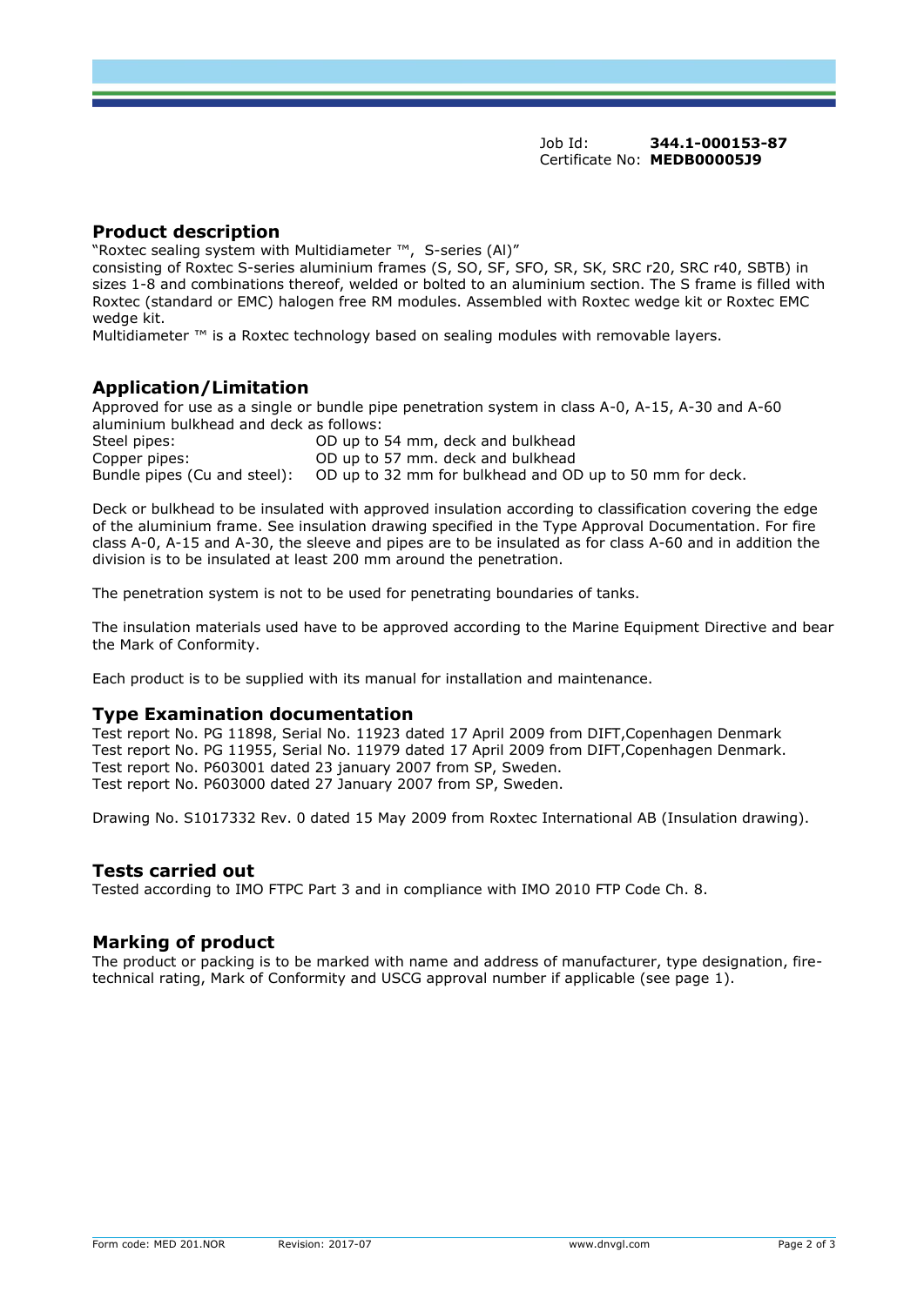Job Id: **344.1-000153-87**
Certificate No: **MEDB00005J9**

## Product description

"Roxtec sealing system with Multidiameter ™, S-series (Al)"
consisting of Roxtec S-series aluminium frames (S, SO, SF, SFO, SR, SK, SRC r20, SRC r40, SBTB) in sizes 1-8 and combinations thereof, welded or bolted to an aluminium section. The S frame is filled with Roxtec (standard or EMC) halogen free RM modules. Assembled with Roxtec wedge kit or Roxtec EMC wedge kit.
Multidiameter ™ is a Roxtec technology based on sealing modules with removable layers.

## Application/Limitation

Approved for use as a single or bundle pipe penetration system in class A-0, A-15, A-30 and A-60 aluminium bulkhead and deck as follows:

| | |
|---|---|
| Steel pipes: | OD up to 54 mm, deck and bulkhead |
| Copper pipes: | OD up to 57 mm. deck and bulkhead |
| Bundle pipes (Cu and steel): | OD up to 32 mm for bulkhead and OD up to 50 mm for deck. |

Deck or bulkhead to be insulated with approved insulation according to classification covering the edge of the aluminium frame. See insulation drawing specified in the Type Approval Documentation. For fire class A-0, A-15 and A-30, the sleeve and pipes are to be insulated as for class A-60 and in addition the division is to be insulated at least 200 mm around the penetration.

The penetration system is not to be used for penetrating boundaries of tanks.

The insulation materials used have to be approved according to the Marine Equipment Directive and bear the Mark of Conformity.

Each product is to be supplied with its manual for installation and maintenance.

## Type Examination documentation

Test report No. PG 11898, Serial No. 11923 dated 17 April 2009 from DIFT,Copenhagen Denmark
Test report No. PG 11955, Serial No. 11979 dated 17 April 2009 from DIFT,Copenhagen Denmark.
Test report No. P603001 dated 23 january 2007 from SP, Sweden.
Test report No. P603000 dated 27 January 2007 from SP, Sweden.

Drawing No. S1017332 Rev. 0 dated 15 May 2009 from Roxtec International AB (Insulation drawing).

## Tests carried out

Tested according to IMO FTPC Part 3 and in compliance with IMO 2010 FTP Code Ch. 8.

## Marking of product

The product or packing is to be marked with name and address of manufacturer, type designation, fire-technical rating, Mark of Conformity and USCG approval number if applicable (see page 1).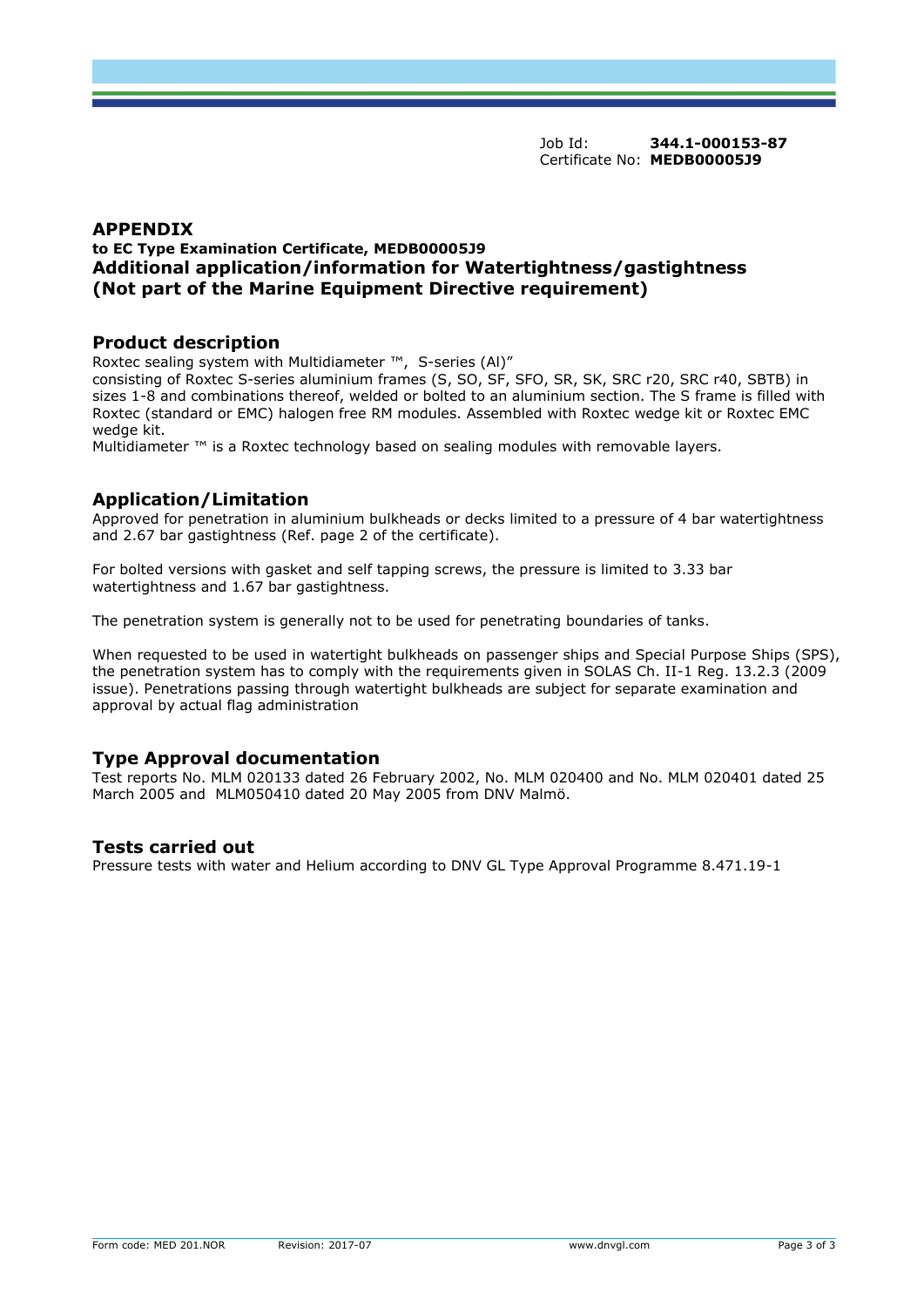Job Id: **344.1-000153-87**
Certificate No: **MEDB00005J9**

## APPENDIX

**to EC Type Examination Certificate, MEDB00005J9**

## Additional application/information for Watertightness/gastightness (Not part of the Marine Equipment Directive requirement)

## Product description

Roxtec sealing system with Multidiameter ™, S-series (Al)"
consisting of Roxtec S-series aluminium frames (S, SO, SF, SFO, SR, SK, SRC r20, SRC r40, SBTB) in sizes 1-8 and combinations thereof, welded or bolted to an aluminium section. The S frame is filled with Roxtec (standard or EMC) halogen free RM modules. Assembled with Roxtec wedge kit or Roxtec EMC wedge kit.
Multidiameter ™ is a Roxtec technology based on sealing modules with removable layers.

## Application/Limitation

Approved for penetration in aluminium bulkheads or decks limited to a pressure of 4 bar watertightness and 2.67 bar gastightness (Ref. page 2 of the certificate).

For bolted versions with gasket and self tapping screws, the pressure is limited to 3.33 bar watertightness and 1.67 bar gastightness.

The penetration system is generally not to be used for penetrating boundaries of tanks.

When requested to be used in watertight bulkheads on passenger ships and Special Purpose Ships (SPS), the penetration system has to comply with the requirements given in SOLAS Ch. II-1 Reg. 13.2.3 (2009 issue). Penetrations passing through watertight bulkheads are subject for separate examination and approval by actual flag administration

## Type Approval documentation

Test reports No. MLM 020133 dated 26 February 2002, No. MLM 020400 and No. MLM 020401 dated 25 March 2005 and MLM050410 dated 20 May 2005 from DNV Malmö.

## Tests carried out

Pressure tests with water and Helium according to DNV GL Type Approval Programme 8.471.19-1